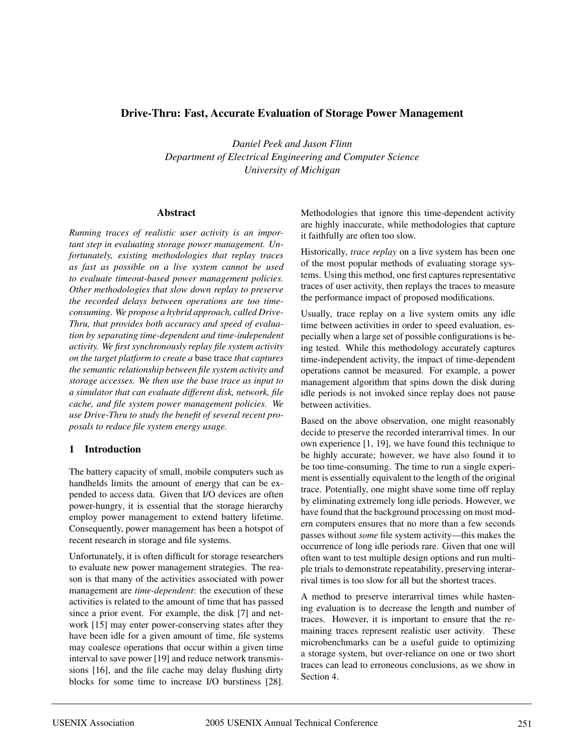# Drive-Thru: Fast, Accurate Evaluation of Storage Power Management

*Daniel Peek and Jason Flinn*
*Department of Electrical Engineering and Computer Science*
*University of Michigan*

## Abstract

*Running traces of realistic user activity is an important step in evaluating storage power management. Unfortunately, existing methodologies that replay traces as fast as possible on a live system cannot be used to evaluate timeout-based power management policies. Other methodologies that slow down replay to preserve the recorded delays between operations are too time-consuming. We propose a hybrid approach, called Drive-Thru, that provides both accuracy and speed of evaluation by separating time-dependent and time-independent activity. We first synchronously replay file system activity on the target platform to create a* base trace *that captures the semantic relationship between file system activity and storage accesses. We then use the base trace as input to a simulator that can evaluate different disk, network, file cache, and file system power management policies. We use Drive-Thru to study the benefit of several recent proposals to reduce file system energy usage.*

## 1 Introduction

The battery capacity of small, mobile computers such as handhelds limits the amount of energy that can be expended to access data. Given that I/O devices are often power-hungry, it is essential that the storage hierarchy employ power management to extend battery lifetime. Consequently, power management has been a hotspot of recent research in storage and file systems.

Unfortunately, it is often difficult for storage researchers to evaluate new power management strategies. The reason is that many of the activities associated with power management are *time-dependent*: the execution of these activities is related to the amount of time that has passed since a prior event. For example, the disk [7] and network [15] may enter power-conserving states after they have been idle for a given amount of time, file systems may coalesce operations that occur within a given time interval to save power [19] and reduce network transmissions [16], and the file cache may delay flushing dirty blocks for some time to increase I/O burstiness [28]. Methodologies that ignore this time-dependent activity are highly inaccurate, while methodologies that capture it faithfully are often too slow.

Historically, *trace replay* on a live system has been one of the most popular methods of evaluating storage systems. Using this method, one first captures representative traces of user activity, then replays the traces to measure the performance impact of proposed modifications.

Usually, trace replay on a live system omits any idle time between activities in order to speed evaluation, especially when a large set of possible configurations is being tested. While this methodology accurately captures time-independent activity, the impact of time-dependent operations cannot be measured. For example, a power management algorithm that spins down the disk during idle periods is not invoked since replay does not pause between activities.

Based on the above observation, one might reasonably decide to preserve the recorded interarrival times. In our own experience [1, 19], we have found this technique to be highly accurate; however, we have also found it to be too time-consuming. The time to run a single experiment is essentially equivalent to the length of the original trace. Potentially, one might shave some time off replay by eliminating extremely long idle periods. However, we have found that the background processing on most modern computers ensures that no more than a few seconds passes without *some* file system activity—this makes the occurrence of long idle periods rare. Given that one will often want to test multiple design options and run multiple trials to demonstrate repeatability, preserving interarrival times is too slow for all but the shortest traces.

A method to preserve interarrival times while hastening evaluation is to decrease the length and number of traces. However, it is important to ensure that the remaining traces represent realistic user activity. These microbenchmarks can be a useful guide to optimizing a storage system, but over-reliance on one or two short traces can lead to erroneous conclusions, as we show in Section 4.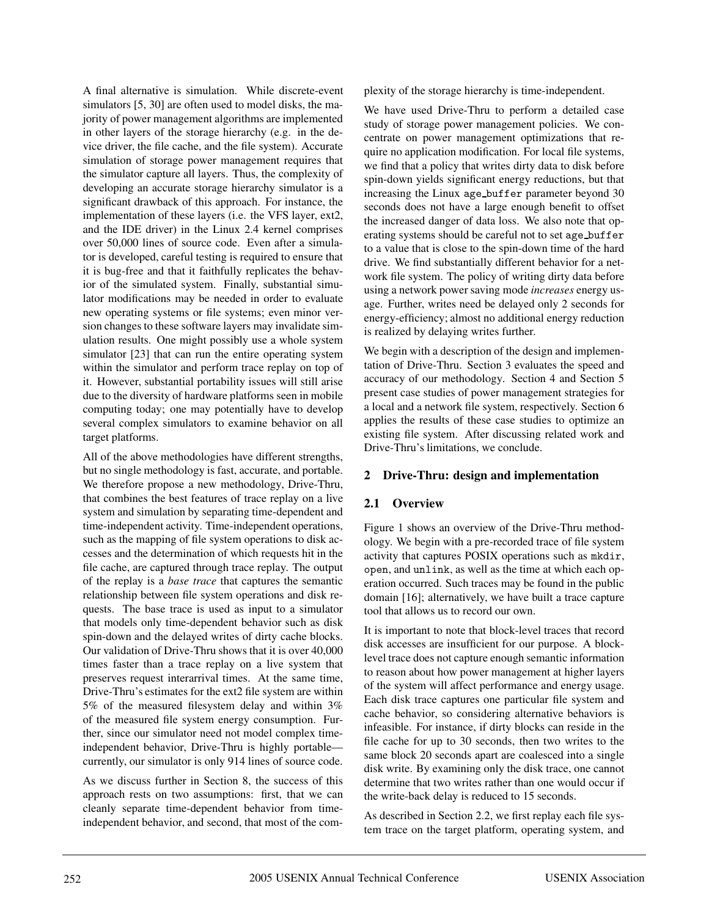A final alternative is simulation. While discrete-event simulators [5, 30] are often used to model disks, the majority of power management algorithms are implemented in other layers of the storage hierarchy (e.g. in the device driver, the file cache, and the file system). Accurate simulation of storage power management requires that the simulator capture all layers. Thus, the complexity of developing an accurate storage hierarchy simulator is a significant drawback of this approach. For instance, the implementation of these layers (i.e. the VFS layer, ext2, and the IDE driver) in the Linux 2.4 kernel comprises over 50,000 lines of source code. Even after a simulator is developed, careful testing is required to ensure that it is bug-free and that it faithfully replicates the behavior of the simulated system. Finally, substantial simulator modifications may be needed in order to evaluate new operating systems or file systems; even minor version changes to these software layers may invalidate simulation results. One might possibly use a whole system simulator [23] that can run the entire operating system within the simulator and perform trace replay on top of it. However, substantial portability issues will still arise due to the diversity of hardware platforms seen in mobile computing today; one may potentially have to develop several complex simulators to examine behavior on all target platforms.

All of the above methodologies have different strengths, but no single methodology is fast, accurate, and portable. We therefore propose a new methodology, Drive-Thru, that combines the best features of trace replay on a live system and simulation by separating time-dependent and time-independent activity. Time-independent operations, such as the mapping of file system operations to disk accesses and the determination of which requests hit in the file cache, are captured through trace replay. The output of the replay is a *base trace* that captures the semantic relationship between file system operations and disk requests. The base trace is used as input to a simulator that models only time-dependent behavior such as disk spin-down and the delayed writes of dirty cache blocks. Our validation of Drive-Thru shows that it is over 40,000 times faster than a trace replay on a live system that preserves request interarrival times. At the same time, Drive-Thru's estimates for the ext2 file system are within 5% of the measured filesystem delay and within 3% of the measured file system energy consumption. Further, since our simulator need not model complex time-independent behavior, Drive-Thru is highly portable—currently, our simulator is only 914 lines of source code.

As we discuss further in Section 8, the success of this approach rests on two assumptions: first, that we can cleanly separate time-dependent behavior from time-independent behavior, and second, that most of the complexity of the storage hierarchy is time-independent.

We have used Drive-Thru to perform a detailed case study of storage power management policies. We concentrate on power management optimizations that require no application modification. For local file systems, we find that a policy that writes dirty data to disk before spin-down yields significant energy reductions, but that increasing the Linux `age_buffer` parameter beyond 30 seconds does not have a large enough benefit to offset the increased danger of data loss. We also note that operating systems should be careful not to set `age_buffer` to a value that is close to the spin-down time of the hard drive. We find substantially different behavior for a network file system. The policy of writing dirty data before using a network power saving mode *increases* energy usage. Further, writes need be delayed only 2 seconds for energy-efficiency; almost no additional energy reduction is realized by delaying writes further.

We begin with a description of the design and implementation of Drive-Thru. Section 3 evaluates the speed and accuracy of our methodology. Section 4 and Section 5 present case studies of power management strategies for a local and a network file system, respectively. Section 6 applies the results of these case studies to optimize an existing file system. After discussing related work and Drive-Thru's limitations, we conclude.

## 2 Drive-Thru: design and implementation

### 2.1 Overview

Figure 1 shows an overview of the Drive-Thru methodology. We begin with a pre-recorded trace of file system activity that captures POSIX operations such as `mkdir`, `open`, and `unlink`, as well as the time at which each operation occurred. Such traces may be found in the public domain [16]; alternatively, we have built a trace capture tool that allows us to record our own.

It is important to note that block-level traces that record disk accesses are insufficient for our purpose. A block-level trace does not capture enough semantic information to reason about how power management at higher layers of the system will affect performance and energy usage. Each disk trace captures one particular file system and cache behavior, so considering alternative behaviors is infeasible. For instance, if dirty blocks can reside in the file cache for up to 30 seconds, then two writes to the same block 20 seconds apart are coalesced into a single disk write. By examining only the disk trace, one cannot determine that two writes rather than one would occur if the write-back delay is reduced to 15 seconds.

As described in Section 2.2, we first replay each file system trace on the target platform, operating system, and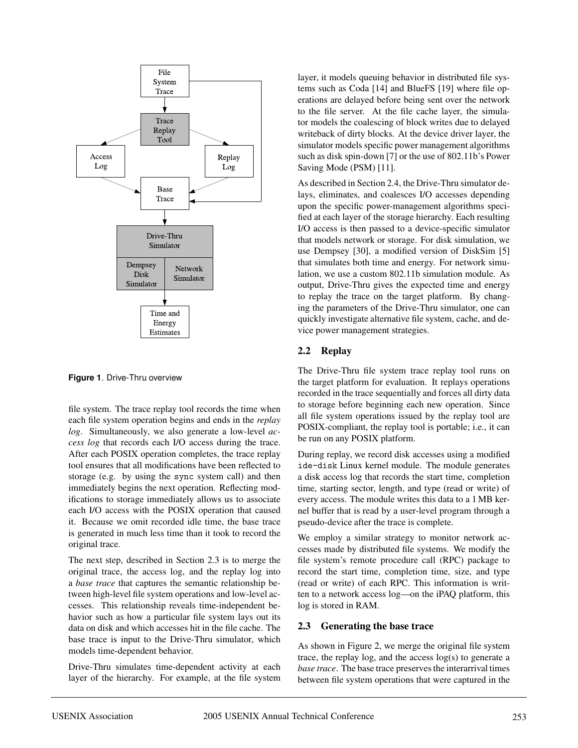**Figure 1**. Drive-Thru overview

file system. The trace replay tool records the time when each file system operation begins and ends in the *replay log*. Simultaneously, we also generate a low-level *access log* that records each I/O access during the trace. After each POSIX operation completes, the trace replay tool ensures that all modifications have been reflected to storage (e.g. by using the `sync` system call) and then immediately begins the next operation. Reflecting modifications to storage immediately allows us to associate each I/O access with the POSIX operation that caused it. Because we omit recorded idle time, the base trace is generated in much less time than it took to record the original trace.

The next step, described in Section 2.3 is to merge the original trace, the access log, and the replay log into a *base trace* that captures the semantic relationship between high-level file system operations and low-level accesses. This relationship reveals time-independent behavior such as how a particular file system lays out its data on disk and which accesses hit in the file cache. The base trace is input to the Drive-Thru simulator, which models time-dependent behavior.

Drive-Thru simulates time-dependent activity at each layer of the hierarchy. For example, at the file system layer, it models queuing behavior in distributed file systems such as Coda [14] and BlueFS [19] where file operations are delayed before being sent over the network to the file server. At the file cache layer, the simulator models the coalescing of block writes due to delayed writeback of dirty blocks. At the device driver layer, the simulator models specific power management algorithms such as disk spin-down [7] or the use of 802.11b's Power Saving Mode (PSM) [11].

As described in Section 2.4, the Drive-Thru simulator delays, eliminates, and coalesces I/O accesses depending upon the specific power-management algorithms specified at each layer of the storage hierarchy. Each resulting I/O access is then passed to a device-specific simulator that models network or storage. For disk simulation, we use Dempsey [30], a modified version of DiskSim [5] that simulates both time and energy. For network simulation, we use a custom 802.11b simulation module. As output, Drive-Thru gives the expected time and energy to replay the trace on the target platform. By changing the parameters of the Drive-Thru simulator, one can quickly investigate alternative file system, cache, and device power management strategies.

## 2.2 Replay

The Drive-Thru file system trace replay tool runs on the target platform for evaluation. It replays operations recorded in the trace sequentially and forces all dirty data to storage before beginning each new operation. Since all file system operations issued by the replay tool are POSIX-compliant, the replay tool is portable; i.e., it can be run on any POSIX platform.

During replay, we record disk accesses using a modified `ide-disk` Linux kernel module. The module generates a disk access log that records the start time, completion time, starting sector, length, and type (read or write) of every access. The module writes this data to a 1 MB kernel buffer that is read by a user-level program through a pseudo-device after the trace is complete.

We employ a similar strategy to monitor network accesses made by distributed file systems. We modify the file system's remote procedure call (RPC) package to record the start time, completion time, size, and type (read or write) of each RPC. This information is written to a network access log—on the iPAQ platform, this log is stored in RAM.

## 2.3 Generating the base trace

As shown in Figure 2, we merge the original file system trace, the replay log, and the access log(s) to generate a *base trace*. The base trace preserves the interarrival times between file system operations that were captured in the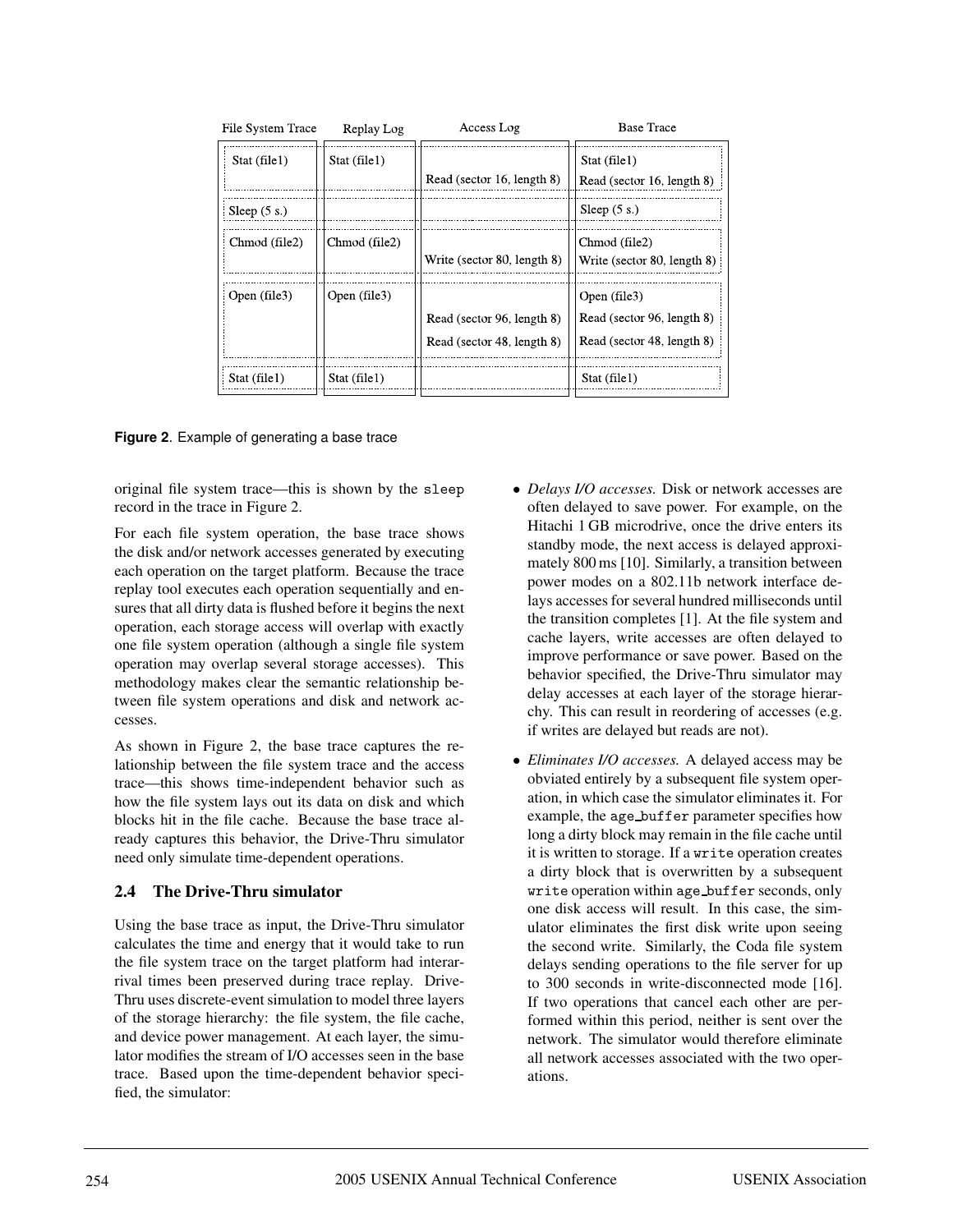| File System Trace | Replay Log | Access Log | Base Trace |
|---|---|---|---|
| Stat (file1) | Stat (file1) | Read (sector 16, length 8) | Stat (file1)<br>Read (sector 16, length 8) |
| Sleep (5 s.) | | | Sleep (5 s.) |
| Chmod (file2) | Chmod (file2) | Write (sector 80, length 8) | Chmod (file2)<br>Write (sector 80, length 8) |
| Open (file3) | Open (file3) | Read (sector 96, length 8)<br>Read (sector 48, length 8) | Open (file3)<br>Read (sector 96, length 8)<br>Read (sector 48, length 8) |
| Stat (file1) | Stat (file1) | | Stat (file1) |

**Figure 2**. Example of generating a base trace

original file system trace—this is shown by the `sleep` record in the trace in Figure 2.

For each file system operation, the base trace shows the disk and/or network accesses generated by executing each operation on the target platform. Because the trace replay tool executes each operation sequentially and ensures that all dirty data is flushed before it begins the next operation, each storage access will overlap with exactly one file system operation (although a single file system operation may overlap several storage accesses). This methodology makes clear the semantic relationship between file system operations and disk and network accesses.

As shown in Figure 2, the base trace captures the relationship between the file system trace and the access trace—this shows time-independent behavior such as how the file system lays out its data on disk and which blocks hit in the file cache. Because the base trace already captures this behavior, the Drive-Thru simulator need only simulate time-dependent operations.

### 2.4 The Drive-Thru simulator

Using the base trace as input, the Drive-Thru simulator calculates the time and energy that it would take to run the file system trace on the target platform had interarrival times been preserved during trace replay. Drive-Thru uses discrete-event simulation to model three layers of the storage hierarchy: the file system, the file cache, and device power management. At each layer, the simulator modifies the stream of I/O accesses seen in the base trace. Based upon the time-dependent behavior specified, the simulator:

- *Delays I/O accesses.* Disk or network accesses are often delayed to save power. For example, on the Hitachi 1 GB microdrive, once the drive enters its standby mode, the next access is delayed approximately 800 ms [10]. Similarly, a transition between power modes on a 802.11b network interface delays accesses for several hundred milliseconds until the transition completes [1]. At the file system and cache layers, write accesses are often delayed to improve performance or save power. Based on the behavior specified, the Drive-Thru simulator may delay accesses at each layer of the storage hierarchy. This can result in reordering of accesses (e.g. if writes are delayed but reads are not).
- *Eliminates I/O accesses.* A delayed access may be obviated entirely by a subsequent file system operation, in which case the simulator eliminates it. For example, the `age_buffer` parameter specifies how long a dirty block may remain in the file cache until it is written to storage. If a `write` operation creates a dirty block that is overwritten by a subsequent `write` operation within `age_buffer` seconds, only one disk access will result. In this case, the simulator eliminates the first disk write upon seeing the second write. Similarly, the Coda file system delays sending operations to the file server for up to 300 seconds in write-disconnected mode [16]. If two operations that cancel each other are performed within this period, neither is sent over the network. The simulator would therefore eliminate all network accesses associated with the two operations.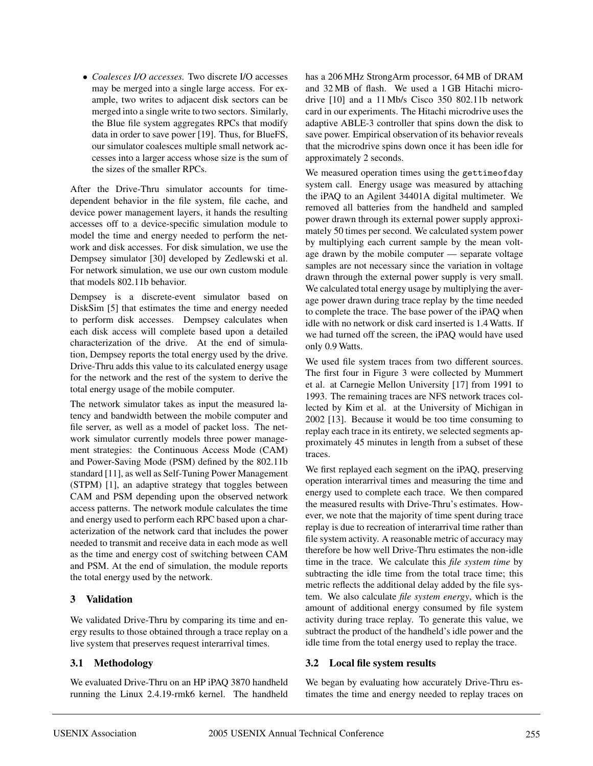- *Coalesces I/O accesses.* Two discrete I/O accesses may be merged into a single large access. For example, two writes to adjacent disk sectors can be merged into a single write to two sectors. Similarly, the Blue file system aggregates RPCs that modify data in order to save power [19]. Thus, for BlueFS, our simulator coalesces multiple small network accesses into a larger access whose size is the sum of the sizes of the smaller RPCs.

After the Drive-Thru simulator accounts for time-dependent behavior in the file system, file cache, and device power management layers, it hands the resulting accesses off to a device-specific simulation module to model the time and energy needed to perform the network and disk accesses. For disk simulation, we use the Dempsey simulator [30] developed by Zedlewski et al. For network simulation, we use our own custom module that models 802.11b behavior.

Dempsey is a discrete-event simulator based on DiskSim [5] that estimates the time and energy needed to perform disk accesses. Dempsey calculates when each disk access will complete based upon a detailed characterization of the drive. At the end of simulation, Dempsey reports the total energy used by the drive. Drive-Thru adds this value to its calculated energy usage for the network and the rest of the system to derive the total energy usage of the mobile computer.

The network simulator takes as input the measured latency and bandwidth between the mobile computer and file server, as well as a model of packet loss. The network simulator currently models three power management strategies: the Continuous Access Mode (CAM) and Power-Saving Mode (PSM) defined by the 802.11b standard [11], as well as Self-Tuning Power Management (STPM) [1], an adaptive strategy that toggles between CAM and PSM depending upon the observed network access patterns. The network module calculates the time and energy used to perform each RPC based upon a characterization of the network card that includes the power needed to transmit and receive data in each mode as well as the time and energy cost of switching between CAM and PSM. At the end of simulation, the module reports the total energy used by the network.

## 3 Validation

We validated Drive-Thru by comparing its time and energy results to those obtained through a trace replay on a live system that preserves request interarrival times.

### 3.1 Methodology

We evaluated Drive-Thru on an HP iPAQ 3870 handheld running the Linux 2.4.19-rmk6 kernel. The handheld has a 206 MHz StrongArm processor, 64 MB of DRAM and 32 MB of flash. We used a 1 GB Hitachi microdrive [10] and a 11 Mb/s Cisco 350 802.11b network card in our experiments. The Hitachi microdrive uses the adaptive ABLE-3 controller that spins down the disk to save power. Empirical observation of its behavior reveals that the microdrive spins down once it has been idle for approximately 2 seconds.

We measured operation times using the `gettimeofday` system call. Energy usage was measured by attaching the iPAQ to an Agilent 34401A digital multimeter. We removed all batteries from the handheld and sampled power drawn through its external power supply approximately 50 times per second. We calculated system power by multiplying each current sample by the mean voltage drawn by the mobile computer — separate voltage samples are not necessary since the variation in voltage drawn through the external power supply is very small. We calculated total energy usage by multiplying the average power drawn during trace replay by the time needed to complete the trace. The base power of the iPAQ when idle with no network or disk card inserted is 1.4 Watts. If we had turned off the screen, the iPAQ would have used only 0.9 Watts.

We used file system traces from two different sources. The first four in Figure 3 were collected by Mummert et al. at Carnegie Mellon University [17] from 1991 to 1993. The remaining traces are NFS network traces collected by Kim et al. at the University of Michigan in 2002 [13]. Because it would be too time consuming to replay each trace in its entirety, we selected segments approximately 45 minutes in length from a subset of these traces.

We first replayed each segment on the iPAQ, preserving operation interarrival times and measuring the time and energy used to complete each trace. We then compared the measured results with Drive-Thru's estimates. However, we note that the majority of time spent during trace replay is due to recreation of interarrival time rather than file system activity. A reasonable metric of accuracy may therefore be how well Drive-Thru estimates the non-idle time in the trace. We calculate this *file system time* by subtracting the idle time from the total trace time; this metric reflects the additional delay added by the file system. We also calculate *file system energy*, which is the amount of additional energy consumed by file system activity during trace replay. To generate this value, we subtract the product of the handheld's idle power and the idle time from the total energy used to replay the trace.

### 3.2 Local file system results

We began by evaluating how accurately Drive-Thru estimates the time and energy needed to replay traces on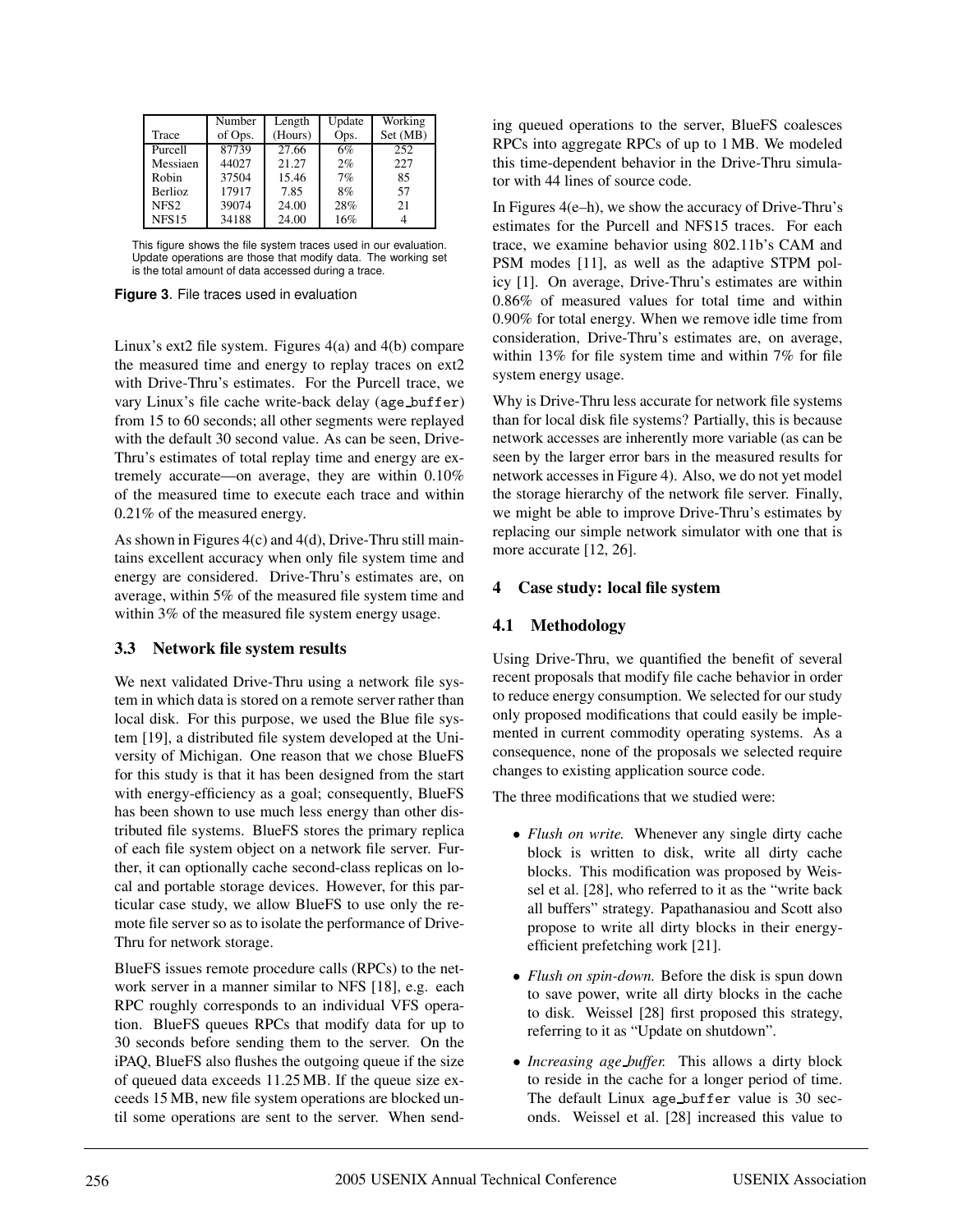| Trace | Number of Ops. | Length (Hours) | Update Ops. | Working Set (MB) |
|---|---|---|---|---|
| Purcell | 87739 | 27.66 | 6% | 252 |
| Messiaen | 44027 | 21.27 | 2% | 227 |
| Robin | 37504 | 15.46 | 7% | 85 |
| Berlioz | 17917 | 7.85 | 8% | 57 |
| NFS2 | 39074 | 24.00 | 28% | 21 |
| NFS15 | 34188 | 24.00 | 16% | 4 |

This figure shows the file system traces used in our evaluation. Update operations are those that modify data. The working set is the total amount of data accessed during a trace.

**Figure 3**. File traces used in evaluation

Linux's ext2 file system. Figures 4(a) and 4(b) compare the measured time and energy to replay traces on ext2 with Drive-Thru's estimates. For the Purcell trace, we vary Linux's file cache write-back delay (age_buffer) from 15 to 60 seconds; all other segments were replayed with the default 30 second value. As can be seen, Drive-Thru's estimates of total replay time and energy are extremely accurate—on average, they are within 0.10% of the measured time to execute each trace and within 0.21% of the measured energy.

As shown in Figures 4(c) and 4(d), Drive-Thru still maintains excellent accuracy when only file system time and energy are considered. Drive-Thru's estimates are, on average, within 5% of the measured file system time and within 3% of the measured file system energy usage.

### 3.3 Network file system results

We next validated Drive-Thru using a network file system in which data is stored on a remote server rather than local disk. For this purpose, we used the Blue file system [19], a distributed file system developed at the University of Michigan. One reason that we chose BlueFS for this study is that it has been designed from the start with energy-efficiency as a goal; consequently, BlueFS has been shown to use much less energy than other distributed file systems. BlueFS stores the primary replica of each file system object on a network file server. Further, it can optionally cache second-class replicas on local and portable storage devices. However, for this particular case study, we allow BlueFS to use only the remote file server so as to isolate the performance of Drive-Thru for network storage.

BlueFS issues remote procedure calls (RPCs) to the network server in a manner similar to NFS [18], e.g. each RPC roughly corresponds to an individual VFS operation. BlueFS queues RPCs that modify data for up to 30 seconds before sending them to the server. On the iPAQ, BlueFS also flushes the outgoing queue if the size of queued data exceeds 11.25 MB. If the queue size exceeds 15 MB, new file system operations are blocked until some operations are sent to the server. When sending queued operations to the server, BlueFS coalesces RPCs into aggregate RPCs of up to 1 MB. We modeled this time-dependent behavior in the Drive-Thru simulator with 44 lines of source code.

In Figures 4(e–h), we show the accuracy of Drive-Thru's estimates for the Purcell and NFS15 traces. For each trace, we examine behavior using 802.11b's CAM and PSM modes [11], as well as the adaptive STPM policy [1]. On average, Drive-Thru's estimates are within 0.86% of measured values for total time and within 0.90% for total energy. When we remove idle time from consideration, Drive-Thru's estimates are, on average, within 13% for file system time and within 7% for file system energy usage.

Why is Drive-Thru less accurate for network file systems than for local disk file systems? Partially, this is because network accesses are inherently more variable (as can be seen by the larger error bars in the measured results for network accesses in Figure 4). Also, we do not yet model the storage hierarchy of the network file server. Finally, we might be able to improve Drive-Thru's estimates by replacing our simple network simulator with one that is more accurate [12, 26].

## 4 Case study: local file system

### 4.1 Methodology

Using Drive-Thru, we quantified the benefit of several recent proposals that modify file cache behavior in order to reduce energy consumption. We selected for our study only proposed modifications that could easily be implemented in current commodity operating systems. As a consequence, none of the proposals we selected require changes to existing application source code.

The three modifications that we studied were:

- *Flush on write.* Whenever any single dirty cache block is written to disk, write all dirty cache blocks. This modification was proposed by Weissel et al. [28], who referred to it as the "write back all buffers" strategy. Papathanasiou and Scott also propose to write all dirty blocks in their energy-efficient prefetching work [21].
- *Flush on spin-down.* Before the disk is spun down to save power, write all dirty blocks in the cache to disk. Weissel [28] first proposed this strategy, referring to it as "Update on shutdown".
- *Increasing age_buffer.* This allows a dirty block to reside in the cache for a longer period of time. The default Linux age_buffer value is 30 seconds. Weissel et al. [28] increased this value to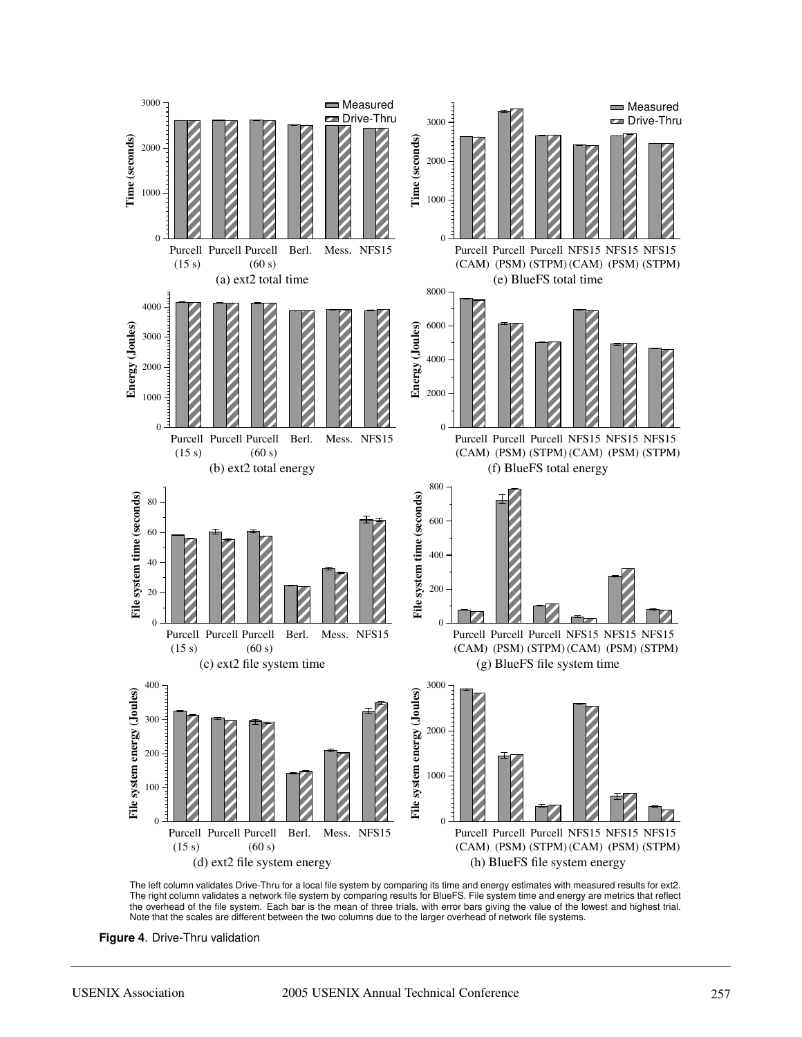The left column validates Drive-Thru for a local file system by comparing its time and energy estimates with measured results for ext2. The right column validates a network file system by comparing results for BlueFS. File system time and energy are metrics that reflect the overhead of the file system. Each bar is the mean of three trials, with error bars giving the value of the lowest and highest trial. Note that the scales are different between the two columns due to the larger overhead of network file systems.

**Figure 4**. Drive-Thru validation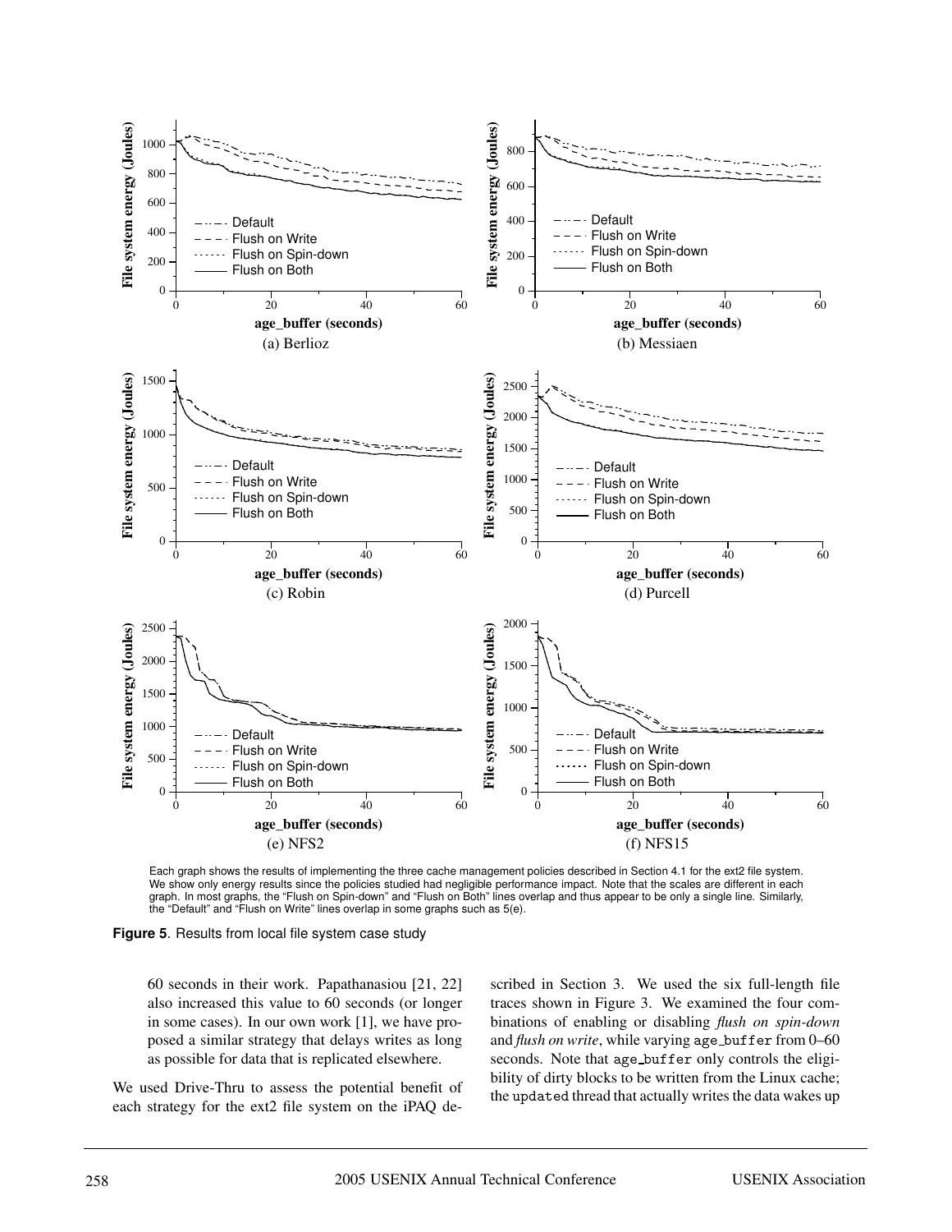Each graph shows the results of implementing the three cache management policies described in Section 4.1 for the ext2 file system. We show only energy results since the policies studied had negligible performance impact. Note that the scales are different in each graph. In most graphs, the "Flush on Spin-down" and "Flush on Both" lines overlap and thus appear to be only a single line. Similarly, the "Default" and "Flush on Write" lines overlap in some graphs such as 5(e).

**Figure 5**. Results from local file system case study

60 seconds in their work. Papathanasiou [21, 22] also increased this value to 60 seconds (or longer in some cases). In our own work [1], we have proposed a similar strategy that delays writes as long as possible for data that is replicated elsewhere.

We used Drive-Thru to assess the potential benefit of each strategy for the ext2 file system on the iPAQ described in Section 3. We used the six full-length file traces shown in Figure 3. We examined the four combinations of enabling or disabling *flush on spin-down* and *flush on write*, while varying `age_buffer` from 0–60 seconds. Note that `age_buffer` only controls the eligibility of dirty blocks to be written from the Linux cache; the `updated` thread that actually writes the data wakes up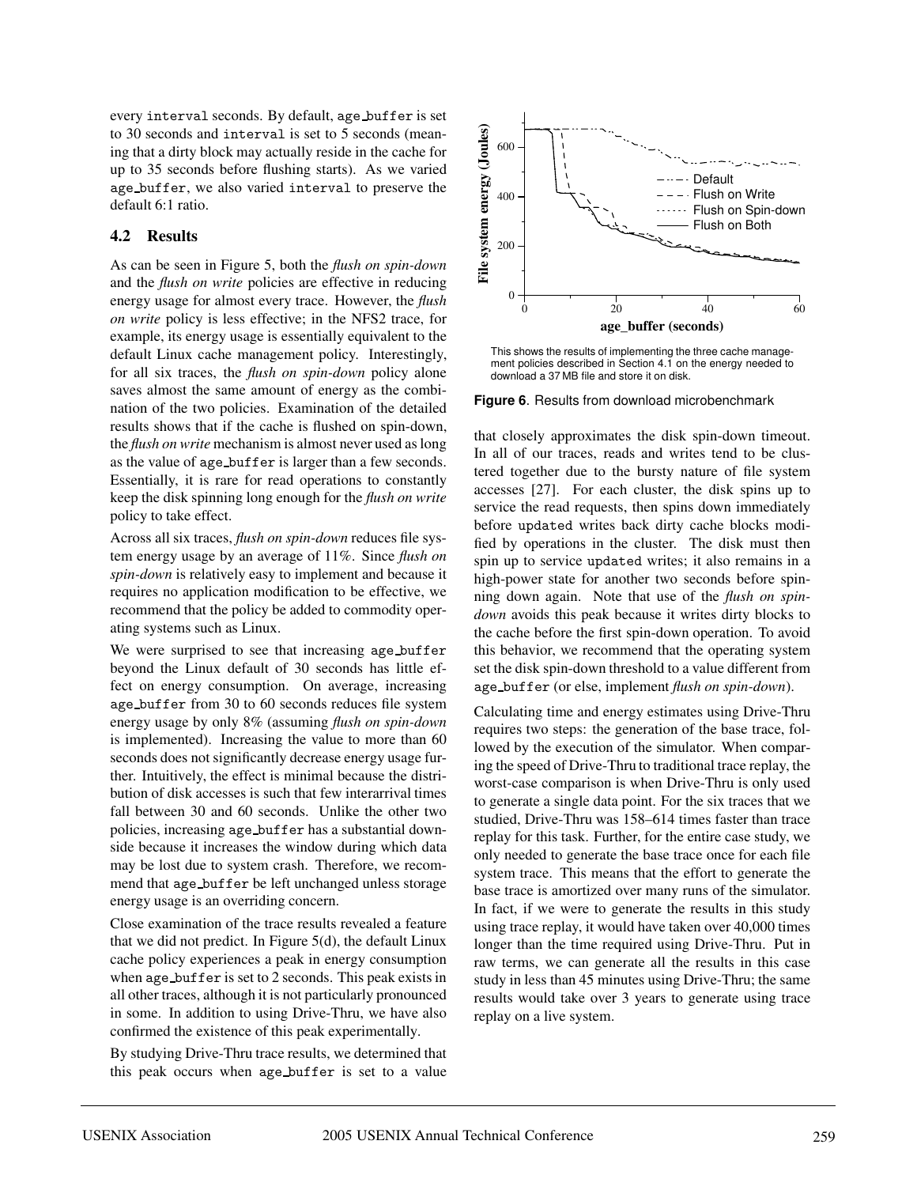every interval seconds. By default, age_buffer is set to 30 seconds and interval is set to 5 seconds (meaning that a dirty block may actually reside in the cache for up to 35 seconds before flushing starts). As we varied age_buffer, we also varied interval to preserve the default 6:1 ratio.

### 4.2 Results

As can be seen in Figure 5, both the *flush on spin-down* and the *flush on write* policies are effective in reducing energy usage for almost every trace. However, the *flush on write* policy is less effective; in the NFS2 trace, for example, its energy usage is essentially equivalent to the default Linux cache management policy. Interestingly, for all six traces, the *flush on spin-down* policy alone saves almost the same amount of energy as the combination of the two policies. Examination of the detailed results shows that if the cache is flushed on spin-down, the *flush on write* mechanism is almost never used as long as the value of age_buffer is larger than a few seconds. Essentially, it is rare for read operations to constantly keep the disk spinning long enough for the *flush on write* policy to take effect.

Across all six traces, *flush on spin-down* reduces file system energy usage by an average of 11%. Since *flush on spin-down* is relatively easy to implement and because it requires no application modification to be effective, we recommend that the policy be added to commodity operating systems such as Linux.

We were surprised to see that increasing age_buffer beyond the Linux default of 30 seconds has little effect on energy consumption. On average, increasing age_buffer from 30 to 60 seconds reduces file system energy usage by only 8% (assuming *flush on spin-down* is implemented). Increasing the value to more than 60 seconds does not significantly decrease energy usage further. Intuitively, the effect is minimal because the distribution of disk accesses is such that few interarrival times fall between 30 and 60 seconds. Unlike the other two policies, increasing age_buffer has a substantial downside because it increases the window during which data may be lost due to system crash. Therefore, we recommend that age_buffer be left unchanged unless storage energy usage is an overriding concern.

Close examination of the trace results revealed a feature that we did not predict. In Figure 5(d), the default Linux cache policy experiences a peak in energy consumption when age_buffer is set to 2 seconds. This peak exists in all other traces, although it is not particularly pronounced in some. In addition to using Drive-Thru, we have also confirmed the existence of this peak experimentally.

By studying Drive-Thru trace results, we determined that this peak occurs when age_buffer is set to a value that closely approximates the disk spin-down timeout. In all of our traces, reads and writes tend to be clustered together due to the bursty nature of file system accesses [27]. For each cluster, the disk spins up to service the read requests, then spins down immediately before updated writes back dirty cache blocks modified by operations in the cluster. The disk must then spin up to service updated writes; it also remains in a high-power state for another two seconds before spinning down again. Note that use of the *flush on spin-down* avoids this peak because it writes dirty blocks to the cache before the first spin-down operation. To avoid this behavior, we recommend that the operating system set the disk spin-down threshold to a value different from age_buffer (or else, implement *flush on spin-down*).

This shows the results of implementing the three cache management policies described in Section 4.1 on the energy needed to download a 37 MB file and store it on disk.

**Figure 6**. Results from download microbenchmark

Calculating time and energy estimates using Drive-Thru requires two steps: the generation of the base trace, followed by the execution of the simulator. When comparing the speed of Drive-Thru to traditional trace replay, the worst-case comparison is when Drive-Thru is only used to generate a single data point. For the six traces that we studied, Drive-Thru was 158–614 times faster than trace replay for this task. Further, for the entire case study, we only needed to generate the base trace once for each file system trace. This means that the effort to generate the base trace is amortized over many runs of the simulator. In fact, if we were to generate the results in this study using trace replay, it would have taken over 40,000 times longer than the time required using Drive-Thru. Put in raw terms, we can generate all the results in this case study in less than 45 minutes using Drive-Thru; the same results would take over 3 years to generate using trace replay on a live system.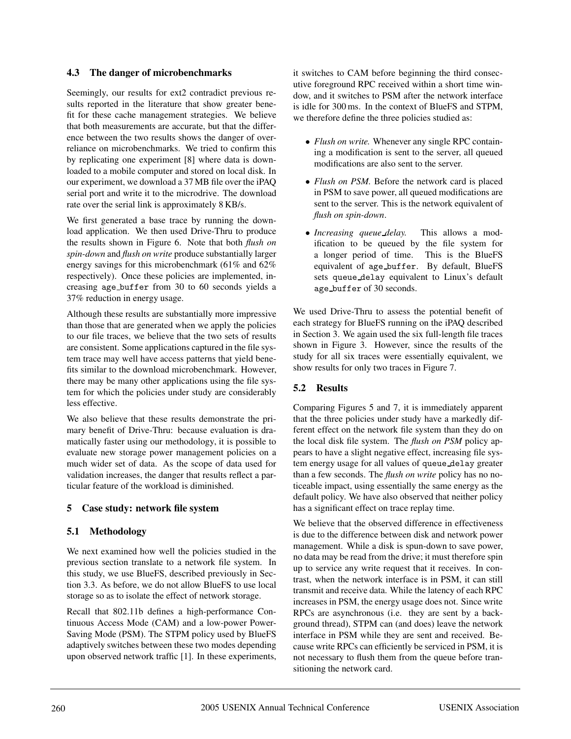### 4.3 The danger of microbenchmarks

Seemingly, our results for ext2 contradict previous results reported in the literature that show greater benefit for these cache management strategies. We believe that both measurements are accurate, but that the difference between the two results shows the danger of overreliance on microbenchmarks. We tried to confirm this by replicating one experiment [8] where data is downloaded to a mobile computer and stored on local disk. In our experiment, we download a 37 MB file over the iPAQ serial port and write it to the microdrive. The download rate over the serial link is approximately 8 KB/s.

We first generated a base trace by running the download application. We then used Drive-Thru to produce the results shown in Figure 6. Note that both *flush on spin-down* and *flush on write* produce substantially larger energy savings for this microbenchmark (61% and 62% respectively). Once these policies are implemented, increasing age_buffer from 30 to 60 seconds yields a 37% reduction in energy usage.

Although these results are substantially more impressive than those that are generated when we apply the policies to our file traces, we believe that the two sets of results are consistent. Some applications captured in the file system trace may well have access patterns that yield benefits similar to the download microbenchmark. However, there may be many other applications using the file system for which the policies under study are considerably less effective.

We also believe that these results demonstrate the primary benefit of Drive-Thru: because evaluation is dramatically faster using our methodology, it is possible to evaluate new storage power management policies on a much wider set of data. As the scope of data used for validation increases, the danger that results reflect a particular feature of the workload is diminished.

## 5 Case study: network file system

### 5.1 Methodology

We next examined how well the policies studied in the previous section translate to a network file system. In this study, we use BlueFS, described previously in Section 3.3. As before, we do not allow BlueFS to use local storage so as to isolate the effect of network storage.

Recall that 802.11b defines a high-performance Continuous Access Mode (CAM) and a low-power Power-Saving Mode (PSM). The STPM policy used by BlueFS adaptively switches between these two modes depending upon observed network traffic [1]. In these experiments, it switches to CAM before beginning the third consecutive foreground RPC received within a short time window, and it switches to PSM after the network interface is idle for 300 ms. In the context of BlueFS and STPM, we therefore define the three policies studied as:

- *Flush on write.* Whenever any single RPC containing a modification is sent to the server, all queued modifications are also sent to the server.
- *Flush on PSM.* Before the network card is placed in PSM to save power, all queued modifications are sent to the server. This is the network equivalent of *flush on spin-down*.
- *Increasing queue_delay.* This allows a modification to be queued by the file system for a longer period of time. This is the BlueFS equivalent of age_buffer. By default, BlueFS sets queue_delay equivalent to Linux's default age_buffer of 30 seconds.

We used Drive-Thru to assess the potential benefit of each strategy for BlueFS running on the iPAQ described in Section 3. We again used the six full-length file traces shown in Figure 3. However, since the results of the study for all six traces were essentially equivalent, we show results for only two traces in Figure 7.

### 5.2 Results

Comparing Figures 5 and 7, it is immediately apparent that the three policies under study have a markedly different effect on the network file system than they do on the local disk file system. The *flush on PSM* policy appears to have a slight negative effect, increasing file system energy usage for all values of queue_delay greater than a few seconds. The *flush on write* policy has no noticeable impact, using essentially the same energy as the default policy. We have also observed that neither policy has a significant effect on trace replay time.

We believe that the observed difference in effectiveness is due to the difference between disk and network power management. While a disk is spun-down to save power, no data may be read from the drive; it must therefore spin up to service any write request that it receives. In contrast, when the network interface is in PSM, it can still transmit and receive data. While the latency of each RPC increases in PSM, the energy usage does not. Since write RPCs are asynchronous (i.e. they are sent by a background thread), STPM can (and does) leave the network interface in PSM while they are sent and received. Because write RPCs can efficiently be serviced in PSM, it is not necessary to flush them from the queue before transitioning the network card.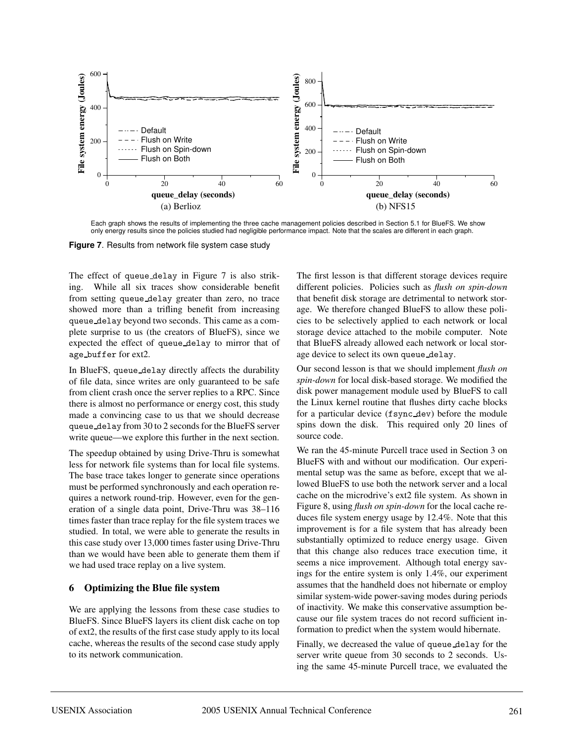Each graph shows the results of implementing the three cache management policies described in Section 5.1 for BlueFS. We show only energy results since the policies studied had negligible performance impact. Note that the scales are different in each graph.

**Figure 7**. Results from network file system case study

The effect of queue_delay in Figure 7 is also striking. While all six traces show considerable benefit from setting queue_delay greater than zero, no trace showed more than a trifling benefit from increasing queue_delay beyond two seconds. This came as a complete surprise to us (the creators of BlueFS), since we expected the effect of queue_delay to mirror that of age_buffer for ext2.

In BlueFS, queue_delay directly affects the durability of file data, since writes are only guaranteed to be safe from client crash once the server replies to a RPC. Since there is almost no performance or energy cost, this study made a convincing case to us that we should decrease queue_delay from 30 to 2 seconds for the BlueFS server write queue—we explore this further in the next section.

The speedup obtained by using Drive-Thru is somewhat less for network file systems than for local file systems. The base trace takes longer to generate since operations must be performed synchronously and each operation requires a network round-trip. However, even for the generation of a single data point, Drive-Thru was 38–116 times faster than trace replay for the file system traces we studied. In total, we were able to generate the results in this case study over 13,000 times faster using Drive-Thru than we would have been able to generate them them if we had used trace replay on a live system.

## 6 Optimizing the Blue file system

We are applying the lessons from these case studies to BlueFS. Since BlueFS layers its client disk cache on top of ext2, the results of the first case study apply to its local cache, whereas the results of the second case study apply to its network communication.

The first lesson is that different storage devices require different policies. Policies such as *flush on spin-down* that benefit disk storage are detrimental to network storage. We therefore changed BlueFS to allow these policies to be selectively applied to each network or local storage device attached to the mobile computer. Note that BlueFS already allowed each network or local storage device to select its own queue_delay.

Our second lesson is that we should implement *flush on spin-down* for local disk-based storage. We modified the disk power management module used by BlueFS to call the Linux kernel routine that flushes dirty cache blocks for a particular device (fsync_dev) before the module spins down the disk. This required only 20 lines of source code.

We ran the 45-minute Purcell trace used in Section 3 on BlueFS with and without our modification. Our experimental setup was the same as before, except that we allowed BlueFS to use both the network server and a local cache on the microdrive's ext2 file system. As shown in Figure 8, using *flush on spin-down* for the local cache reduces file system energy usage by 12.4%. Note that this improvement is for a file system that has already been substantially optimized to reduce energy usage. Given that this change also reduces trace execution time, it seems a nice improvement. Although total energy savings for the entire system is only 1.4%, our experiment assumes that the handheld does not hibernate or employ similar system-wide power-saving modes during periods of inactivity. We make this conservative assumption because our file system traces do not record sufficient information to predict when the system would hibernate.

Finally, we decreased the value of queue_delay for the server write queue from 30 seconds to 2 seconds. Using the same 45-minute Purcell trace, we evaluated the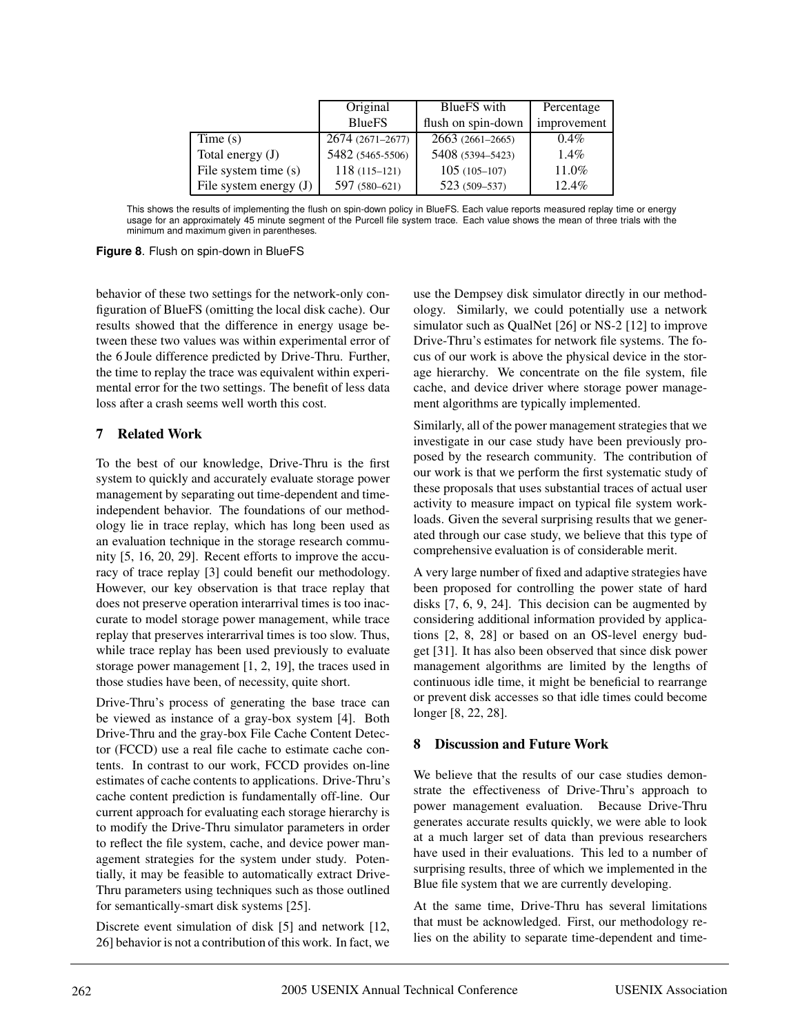| | Original BlueFS | BlueFS with flush on spin-down | Percentage improvement |
|---|---|---|---|
| Time (s) | 2674 (2671–2677) | 2663 (2661–2665) | 0.4% |
| Total energy (J) | 5482 (5465-5506) | 5408 (5394–5423) | 1.4% |
| File system time (s) | 118 (115–121) | 105 (105–107) | 11.0% |
| File system energy (J) | 597 (580–621) | 523 (509–537) | 12.4% |

This shows the results of implementing the flush on spin-down policy in BlueFS. Each value reports measured replay time or energy usage for an approximately 45 minute segment of the Purcell file system trace. Each value shows the mean of three trials with the minimum and maximum given in parentheses.

**Figure 8**. Flush on spin-down in BlueFS

behavior of these two settings for the network-only configuration of BlueFS (omitting the local disk cache). Our results showed that the difference in energy usage between these two values was within experimental error of the 6 Joule difference predicted by Drive-Thru. Further, the time to replay the trace was equivalent within experimental error for the two settings. The benefit of less data loss after a crash seems well worth this cost.

## 7 Related Work

To the best of our knowledge, Drive-Thru is the first system to quickly and accurately evaluate storage power management by separating out time-dependent and time-independent behavior. The foundations of our methodology lie in trace replay, which has long been used as an evaluation technique in the storage research community [5, 16, 20, 29]. Recent efforts to improve the accuracy of trace replay [3] could benefit our methodology. However, our key observation is that trace replay that does not preserve operation interarrival times is too inaccurate to model storage power management, while trace replay that preserves interarrival times is too slow. Thus, while trace replay has been used previously to evaluate storage power management [1, 2, 19], the traces used in those studies have been, of necessity, quite short.

Drive-Thru's process of generating the base trace can be viewed as instance of a gray-box system [4]. Both Drive-Thru and the gray-box File Cache Content Detector (FCCD) use a real file cache to estimate cache contents. In contrast to our work, FCCD provides on-line estimates of cache contents to applications. Drive-Thru's cache content prediction is fundamentally off-line. Our current approach for evaluating each storage hierarchy is to modify the Drive-Thru simulator parameters in order to reflect the file system, cache, and device power management strategies for the system under study. Potentially, it may be feasible to automatically extract Drive-Thru parameters using techniques such as those outlined for semantically-smart disk systems [25].

Discrete event simulation of disk [5] and network [12, 26] behavior is not a contribution of this work. In fact, we use the Dempsey disk simulator directly in our methodology. Similarly, we could potentially use a network simulator such as QualNet [26] or NS-2 [12] to improve Drive-Thru's estimates for network file systems. The focus of our work is above the physical device in the storage hierarchy. We concentrate on the file system, file cache, and device driver where storage power management algorithms are typically implemented.

Similarly, all of the power management strategies that we investigate in our case study have been previously proposed by the research community. The contribution of our work is that we perform the first systematic study of these proposals that uses substantial traces of actual user activity to measure impact on typical file system workloads. Given the several surprising results that we generated through our case study, we believe that this type of comprehensive evaluation is of considerable merit.

A very large number of fixed and adaptive strategies have been proposed for controlling the power state of hard disks [7, 6, 9, 24]. This decision can be augmented by considering additional information provided by applications [2, 8, 28] or based on an OS-level energy budget [31]. It has also been observed that since disk power management algorithms are limited by the lengths of continuous idle time, it might be beneficial to rearrange or prevent disk accesses so that idle times could become longer [8, 22, 28].

## 8 Discussion and Future Work

We believe that the results of our case studies demonstrate the effectiveness of Drive-Thru's approach to power management evaluation. Because Drive-Thru generates accurate results quickly, we were able to look at a much larger set of data than previous researchers have used in their evaluations. This led to a number of surprising results, three of which we implemented in the Blue file system that we are currently developing.

At the same time, Drive-Thru has several limitations that must be acknowledged. First, our methodology relies on the ability to separate time-dependent and time-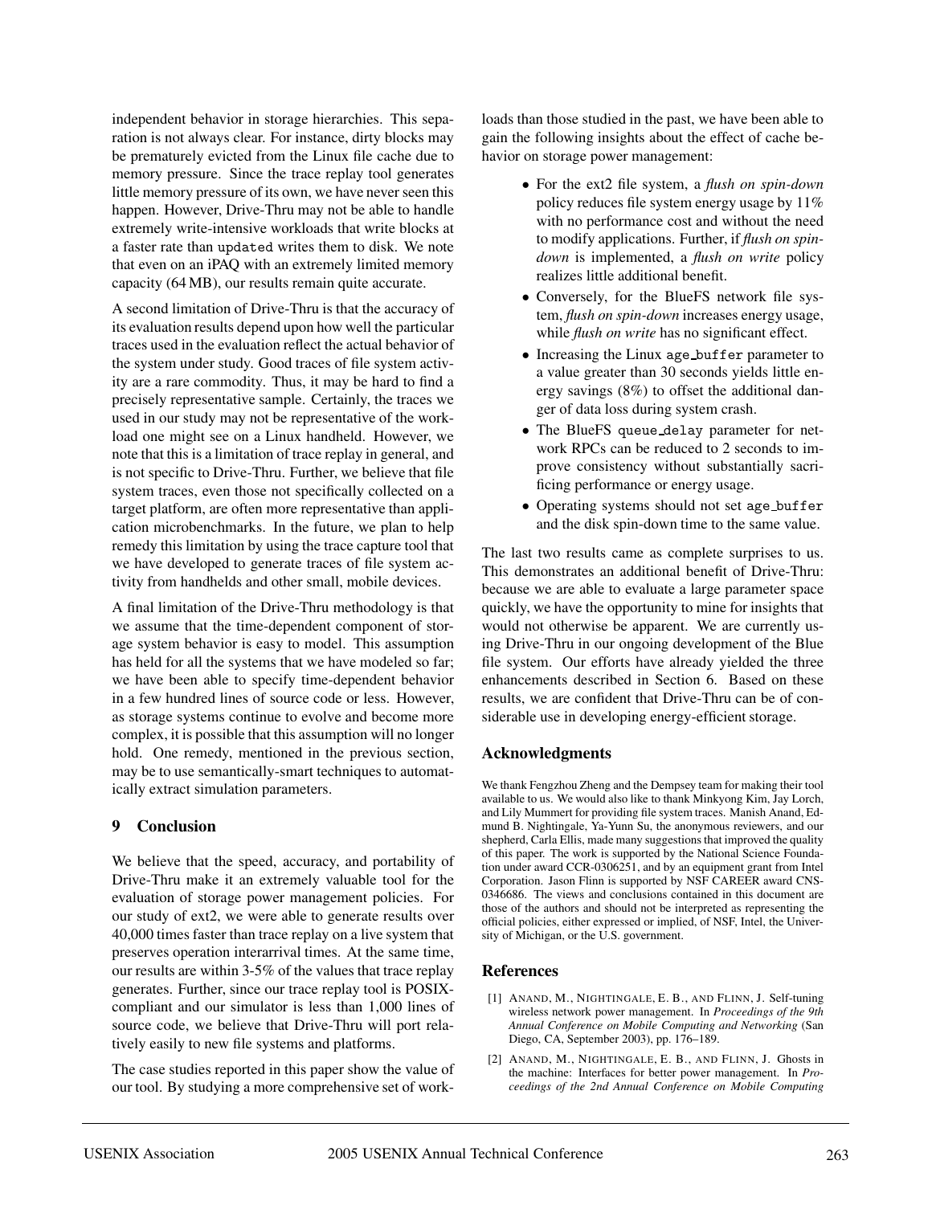independent behavior in storage hierarchies. This separation is not always clear. For instance, dirty blocks may be prematurely evicted from the Linux file cache due to memory pressure. Since the trace replay tool generates little memory pressure of its own, we have never seen this happen. However, Drive-Thru may not be able to handle extremely write-intensive workloads that write blocks at a faster rate than `updated` writes them to disk. We note that even on an iPAQ with an extremely limited memory capacity (64 MB), our results remain quite accurate.

A second limitation of Drive-Thru is that the accuracy of its evaluation results depend upon how well the particular traces used in the evaluation reflect the actual behavior of the system under study. Good traces of file system activity are a rare commodity. Thus, it may be hard to find a precisely representative sample. Certainly, the traces we used in our study may not be representative of the workload one might see on a Linux handheld. However, we note that this is a limitation of trace replay in general, and is not specific to Drive-Thru. Further, we believe that file system traces, even those not specifically collected on a target platform, are often more representative than application microbenchmarks. In the future, we plan to help remedy this limitation by using the trace capture tool that we have developed to generate traces of file system activity from handhelds and other small, mobile devices.

A final limitation of the Drive-Thru methodology is that we assume that the time-dependent component of storage system behavior is easy to model. This assumption has held for all the systems that we have modeled so far; we have been able to specify time-dependent behavior in a few hundred lines of source code or less. However, as storage systems continue to evolve and become more complex, it is possible that this assumption will no longer hold. One remedy, mentioned in the previous section, may be to use semantically-smart techniques to automatically extract simulation parameters.

## 9 Conclusion

We believe that the speed, accuracy, and portability of Drive-Thru make it an extremely valuable tool for the evaluation of storage power management policies. For our study of ext2, we were able to generate results over 40,000 times faster than trace replay on a live system that preserves operation interarrival times. At the same time, our results are within 3-5% of the values that trace replay generates. Further, since our trace replay tool is POSIX-compliant and our simulator is less than 1,000 lines of source code, we believe that Drive-Thru will port relatively easily to new file systems and platforms.

The case studies reported in this paper show the value of our tool. By studying a more comprehensive set of workloads than those studied in the past, we have been able to gain the following insights about the effect of cache behavior on storage power management:

- For the ext2 file system, a *flush on spin-down* policy reduces file system energy usage by 11% with no performance cost and without the need to modify applications. Further, if *flush on spin-down* is implemented, a *flush on write* policy realizes little additional benefit.
- Conversely, for the BlueFS network file system, *flush on spin-down* increases energy usage, while *flush on write* has no significant effect.
- Increasing the Linux `age_buffer` parameter to a value greater than 30 seconds yields little energy savings (8%) to offset the additional danger of data loss during system crash.
- The BlueFS `queue_delay` parameter for network RPCs can be reduced to 2 seconds to improve consistency without substantially sacrificing performance or energy usage.
- Operating systems should not set `age_buffer` and the disk spin-down time to the same value.

The last two results came as complete surprises to us. This demonstrates an additional benefit of Drive-Thru: because we are able to evaluate a large parameter space quickly, we have the opportunity to mine for insights that would not otherwise be apparent. We are currently using Drive-Thru in our ongoing development of the Blue file system. Our efforts have already yielded the three enhancements described in Section 6. Based on these results, we are confident that Drive-Thru can be of considerable use in developing energy-efficient storage.

## Acknowledgments

We thank Fengzhou Zheng and the Dempsey team for making their tool available to us. We would also like to thank Minkyong Kim, Jay Lorch, and Lily Mummert for providing file system traces. Manish Anand, Edmund B. Nightingale, Ya-Yunn Su, the anonymous reviewers, and our shepherd, Carla Ellis, made many suggestions that improved the quality of this paper. The work is supported by the National Science Foundation under award CCR-0306251, and by an equipment grant from Intel Corporation. Jason Flinn is supported by NSF CAREER award CNS-0346686. The views and conclusions contained in this document are those of the authors and should not be interpreted as representing the official policies, either expressed or implied, of NSF, Intel, the University of Michigan, or the U.S. government.

## References

[1] ANAND, M., NIGHTINGALE, E. B., AND FLINN, J. Self-tuning wireless network power management. In *Proceedings of the 9th Annual Conference on Mobile Computing and Networking* (San Diego, CA, September 2003), pp. 176–189.

[2] ANAND, M., NIGHTINGALE, E. B., AND FLINN, J. Ghosts in the machine: Interfaces for better power management. In *Proceedings of the 2nd Annual Conference on Mobile Computing*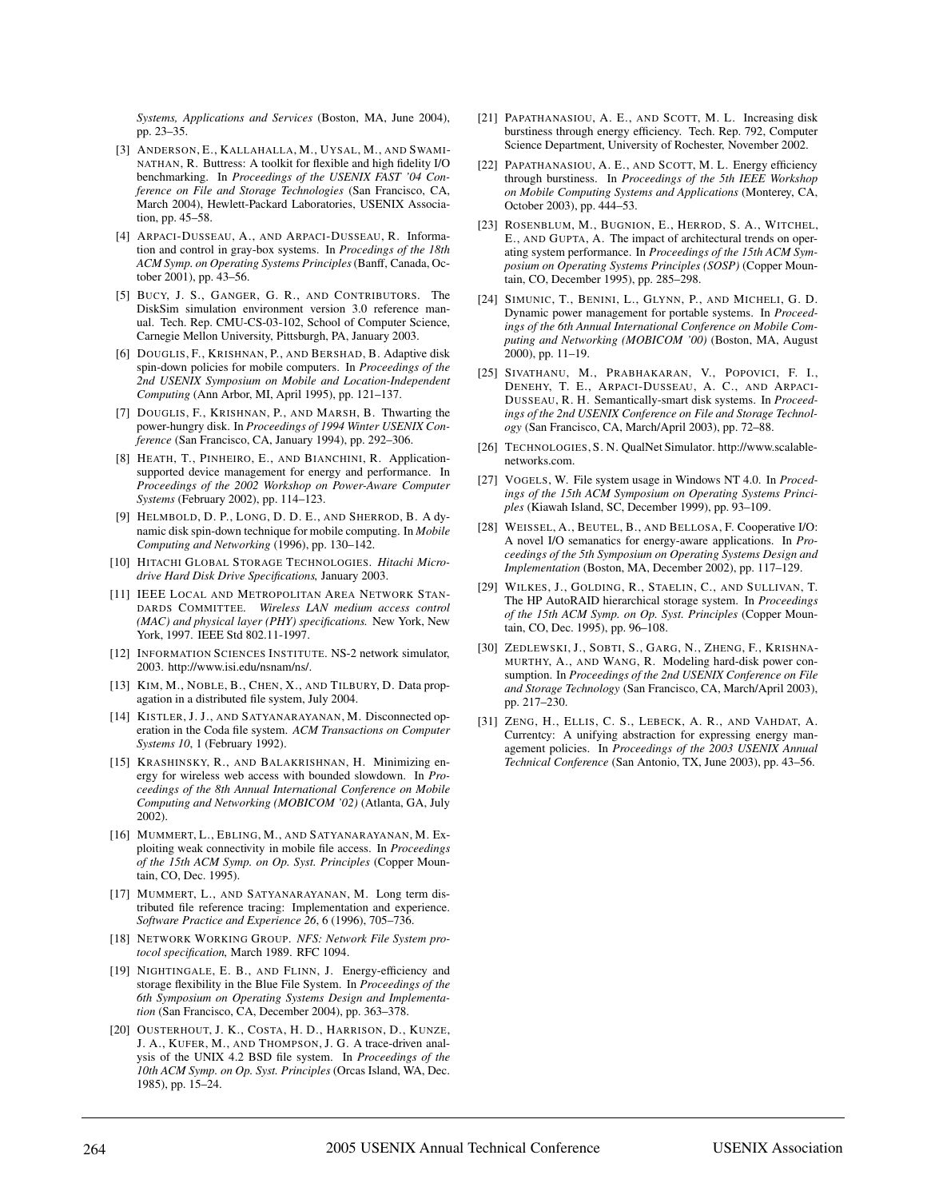*Systems, Applications and Services* (Boston, MA, June 2004), pp. 23–35.

[3] ANDERSON, E., KALLAHALLA, M., UYSAL, M., AND SWAMINATHAN, R. Buttress: A toolkit for flexible and high fidelity I/O benchmarking. In *Proceedings of the USENIX FAST '04 Conference on File and Storage Technologies* (San Francisco, CA, March 2004), Hewlett-Packard Laboratories, USENIX Association, pp. 45–58.

[4] ARPACI-DUSSEAU, A., AND ARPACI-DUSSEAU, R. Information and control in gray-box systems. In *Procedings of the 18th ACM Symp. on Operating Systems Principles* (Banff, Canada, October 2001), pp. 43–56.

[5] BUCY, J. S., GANGER, G. R., AND CONTRIBUTORS. The DiskSim simulation environment version 3.0 reference manual. Tech. Rep. CMU-CS-03-102, School of Computer Science, Carnegie Mellon University, Pittsburgh, PA, January 2003.

[6] DOUGLIS, F., KRISHNAN, P., AND BERSHAD, B. Adaptive disk spin-down policies for mobile computers. In *Proceedings of the 2nd USENIX Symposium on Mobile and Location-Independent Computing* (Ann Arbor, MI, April 1995), pp. 121–137.

[7] DOUGLIS, F., KRISHNAN, P., AND MARSH, B. Thwarting the power-hungry disk. In *Proceedings of 1994 Winter USENIX Conference* (San Francisco, CA, January 1994), pp. 292–306.

[8] HEATH, T., PINHEIRO, E., AND BIANCHINI, R. Application-supported device management for energy and performance. In *Proceedings of the 2002 Workshop on Power-Aware Computer Systems* (February 2002), pp. 114–123.

[9] HELMBOLD, D. P., LONG, D. D. E., AND SHERROD, B. A dynamic disk spin-down technique for mobile computing. In *Mobile Computing and Networking* (1996), pp. 130–142.

[10] HITACHI GLOBAL STORAGE TECHNOLOGIES. *Hitachi Microdrive Hard Disk Drive Specifications*, January 2003.

[11] IEEE LOCAL AND METROPOLITAN AREA NETWORK STANDARDS COMMITTEE. *Wireless LAN medium access control (MAC) and physical layer (PHY) specifications.* New York, New York, 1997. IEEE Std 802.11-1997.

[12] INFORMATION SCIENCES INSTITUTE. NS-2 network simulator, 2003. http://www.isi.edu/nsnam/ns/.

[13] KIM, M., NOBLE, B., CHEN, X., AND TILBURY, D. Data propagation in a distributed file system, July 2004.

[14] KISTLER, J. J., AND SATYANARAYANAN, M. Disconnected operation in the Coda file system. *ACM Transactions on Computer Systems 10*, 1 (February 1992).

[15] KRASHINSKY, R., AND BALAKRISHNAN, H. Minimizing energy for wireless web access with bounded slowdown. In *Proceedings of the 8th Annual International Conference on Mobile Computing and Networking (MOBICOM '02)* (Atlanta, GA, July 2002).

[16] MUMMERT, L., EBLING, M., AND SATYANARAYANAN, M. Exploiting weak connectivity in mobile file access. In *Proceedings of the 15th ACM Symp. on Op. Syst. Principles* (Copper Mountain, CO, Dec. 1995).

[17] MUMMERT, L., AND SATYANARAYANAN, M. Long term distributed file reference tracing: Implementation and experience. *Software Practice and Experience 26*, 6 (1996), 705–736.

[18] NETWORK WORKING GROUP. *NFS: Network File System protocol specification*, March 1989. RFC 1094.

[19] NIGHTINGALE, E. B., AND FLINN, J. Energy-efficiency and storage flexibility in the Blue File System. In *Proceedings of the 6th Symposium on Operating Systems Design and Implementation* (San Francisco, CA, December 2004), pp. 363–378.

[20] OUSTERHOUT, J. K., COSTA, H. D., HARRISON, D., KUNZE, J. A., KUFER, M., AND THOMPSON, J. G. A trace-driven analysis of the UNIX 4.2 BSD file system. In *Proceedings of the 10th ACM Symp. on Op. Syst. Principles* (Orcas Island, WA, Dec. 1985), pp. 15–24.

[21] PAPATHANASIOU, A. E., AND SCOTT, M. L. Increasing disk burstiness through energy efficiency. Tech. Rep. 792, Computer Science Department, University of Rochester, November 2002.

[22] PAPATHANASIOU, A. E., AND SCOTT, M. L. Energy efficiency through burstiness. In *Proceedings of the 5th IEEE Workshop on Mobile Computing Systems and Applications* (Monterey, CA, October 2003), pp. 444–53.

[23] ROSENBLUM, M., BUGNION, E., HERROD, S. A., WITCHEL, E., AND GUPTA, A. The impact of architectural trends on operating system performance. In *Proceedings of the 15th ACM Symposium on Operating Systems Principles (SOSP)* (Copper Mountain, CO, December 1995), pp. 285–298.

[24] SIMUNIC, T., BENINI, L., GLYNN, P., AND MICHELI, G. D. Dynamic power management for portable systems. In *Proceedings of the 6th Annual International Conference on Mobile Computing and Networking (MOBICOM '00)* (Boston, MA, August 2000), pp. 11–19.

[25] SIVATHANU, M., PRABHAKARAN, V., POPOVICI, F. I., DENEHY, T. E., ARPACI-DUSSEAU, A. C., AND ARPACI-DUSSEAU, R. H. Semantically-smart disk systems. In *Proceedings of the 2nd USENIX Conference on File and Storage Technology* (San Francisco, CA, March/April 2003), pp. 72–88.

[26] TECHNOLOGIES, S. N. QualNet Simulator. http://www.scalable-networks.com.

[27] VOGELS, W. File system usage in Windows NT 4.0. In *Proceedings of the 15th ACM Symposium on Operating Systems Principles* (Kiawah Island, SC, December 1999), pp. 93–109.

[28] WEISSEL, A., BEUTEL, B., AND BELLOSA, F. Cooperative I/O: A novel I/O semanatics for energy-aware applications. In *Proceedings of the 5th Symposium on Operating Systems Design and Implementation* (Boston, MA, December 2002), pp. 117–129.

[29] WILKES, J., GOLDING, R., STAELIN, C., AND SULLIVAN, T. The HP AutoRAID hierarchical storage system. In *Proceedings of the 15th ACM Symp. on Op. Syst. Principles* (Copper Mountain, CO, Dec. 1995), pp. 96–108.

[30] ZEDLEWSKI, J., SOBTI, S., GARG, N., ZHENG, F., KRISHNAMURTHY, A., AND WANG, R. Modeling hard-disk power consumption. In *Proceedings of the 2nd USENIX Conference on File and Storage Technology* (San Francisco, CA, March/April 2003), pp. 217–230.

[31] ZENG, H., ELLIS, C. S., LEBECK, A. R., AND VAHDAT, A. Currentcy: A unifying abstraction for expressing energy management policies. In *Proceedings of the 2003 USENIX Annual Technical Conference* (San Antonio, TX, June 2003), pp. 43–56.